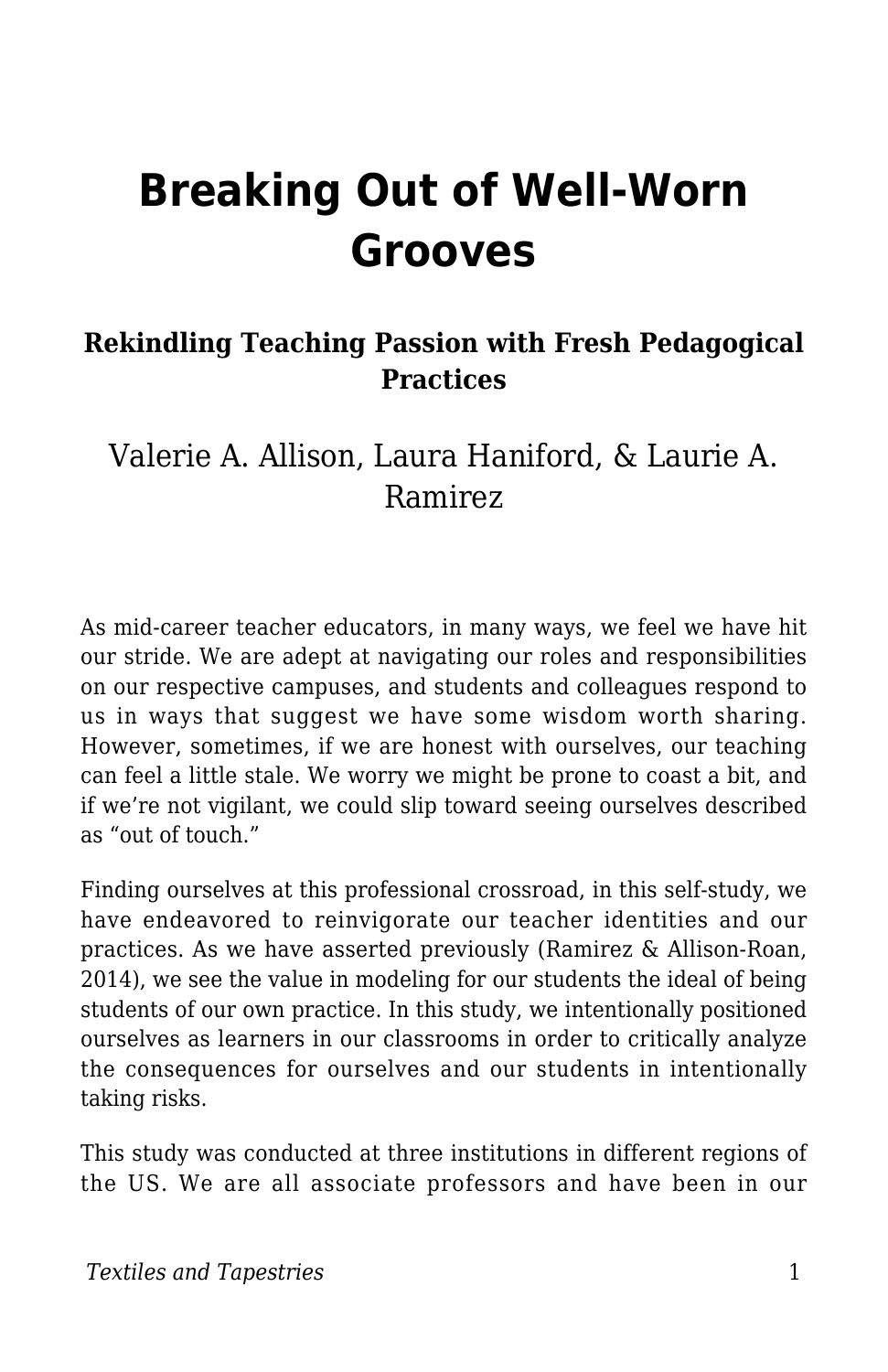# Breaking Out of Well-Worn Grooves

### Rekindling Teaching Passion with Fresh Pedagogical Practices

Valerie A. Allison, Laura Haniford, & Laurie A. Ramirez

As mid-career teacher educators, in many ways, we feel we have hit our stride. We are adept at navigating our roles and responsibilities on our respective campuses, and students and colleagues respond to us in ways that suggest we have some wisdom worth sharing. However, sometimes, if we are honest with ourselves, our teaching can feel a little stale. We worry we might be prone to coast a bit, and if we're not vigilant, we could slip toward seeing ourselves described as "out of touch."

Finding ourselves at this professional crossroad, in this self-study, we have endeavored to reinvigorate our teacher identities and our practices. As we have asserted previously (Ramirez & Allison-Roan, 2014), we see the value in modeling for our students the ideal of being students of our own practice. In this study, we intentionally positioned ourselves as learners in our classrooms in order to critically analyze the consequences for ourselves and our students in intentionally taking risks.

This study was conducted at three institutions in different regions of the US. We are all associate professors and have been in our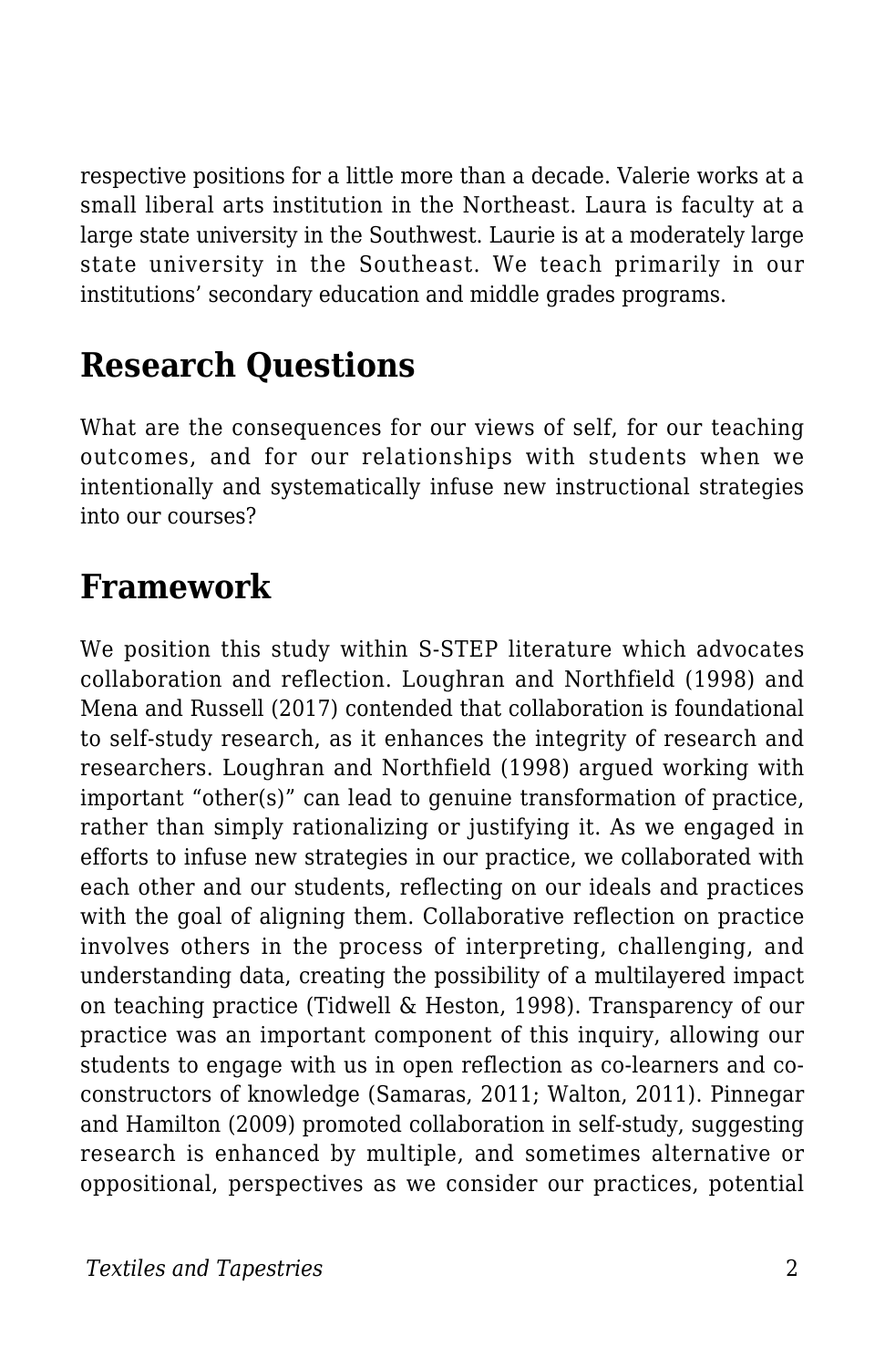respective positions for a little more than a decade. Valerie works at a small liberal arts institution in the Northeast. Laura is faculty at a large state university in the Southwest. Laurie is at a moderately large state university in the Southeast. We teach primarily in our institutions' secondary education and middle grades programs.

## Research Questions

What are the consequences for our views of self, for our teaching outcomes, and for our relationships with students when we intentionally and systematically infuse new instructional strategies into our courses?

## Framework

We position this study within S-STEP literature which advocates collaboration and reflection. Loughran and Northfield (1998) and Mena and Russell (2017) contended that collaboration is foundational to self-study research, as it enhances the integrity of research and researchers. Loughran and Northfield (1998) argued working with important "other(s)" can lead to genuine transformation of practice, rather than simply rationalizing or justifying it. As we engaged in efforts to infuse new strategies in our practice, we collaborated with each other and our students, reflecting on our ideals and practices with the goal of aligning them. Collaborative reflection on practice involves others in the process of interpreting, challenging, and understanding data, creating the possibility of a multilayered impact on teaching practice (Tidwell & Heston, 1998). Transparency of our practice was an important component of this inquiry, allowing our students to engage with us in open reflection as co-learners and co-constructors of knowledge (Samaras, 2011; Walton, 2011). Pinnegar and Hamilton (2009) promoted collaboration in self-study, suggesting research is enhanced by multiple, and sometimes alternative or oppositional, perspectives as we consider our practices, potential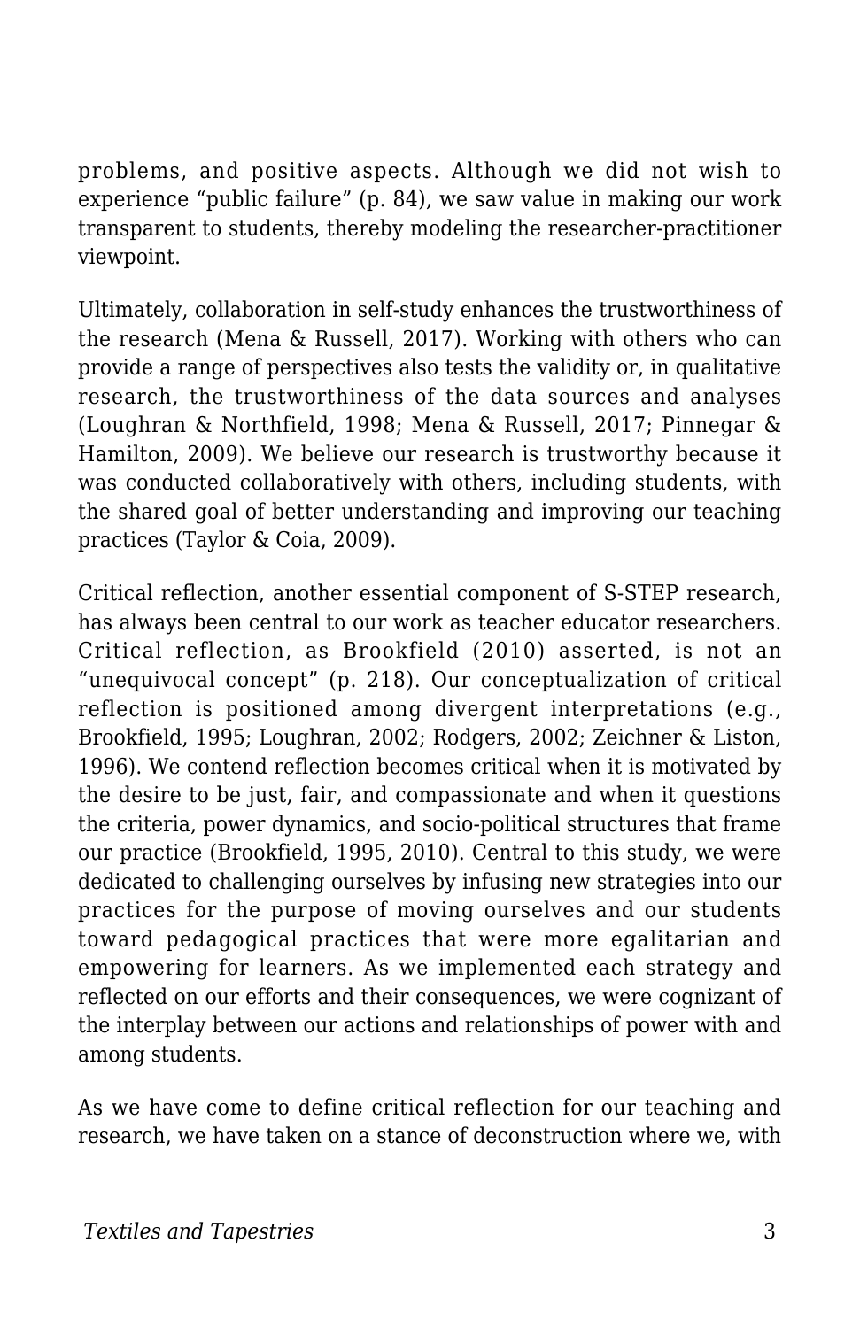problems, and positive aspects. Although we did not wish to experience "public failure" (p. 84), we saw value in making our work transparent to students, thereby modeling the researcher-practitioner viewpoint.

Ultimately, collaboration in self-study enhances the trustworthiness of the research (Mena & Russell, 2017). Working with others who can provide a range of perspectives also tests the validity or, in qualitative research, the trustworthiness of the data sources and analyses (Loughran & Northfield, 1998; Mena & Russell, 2017; Pinnegar & Hamilton, 2009). We believe our research is trustworthy because it was conducted collaboratively with others, including students, with the shared goal of better understanding and improving our teaching practices (Taylor & Coia, 2009).

Critical reflection, another essential component of S-STEP research, has always been central to our work as teacher educator researchers. Critical reflection, as Brookfield (2010) asserted, is not an "unequivocal concept" (p. 218). Our conceptualization of critical reflection is positioned among divergent interpretations (e.g., Brookfield, 1995; Loughran, 2002; Rodgers, 2002; Zeichner & Liston, 1996). We contend reflection becomes critical when it is motivated by the desire to be just, fair, and compassionate and when it questions the criteria, power dynamics, and socio-political structures that frame our practice (Brookfield, 1995, 2010). Central to this study, we were dedicated to challenging ourselves by infusing new strategies into our practices for the purpose of moving ourselves and our students toward pedagogical practices that were more egalitarian and empowering for learners. As we implemented each strategy and reflected on our efforts and their consequences, we were cognizant of the interplay between our actions and relationships of power with and among students.

As we have come to define critical reflection for our teaching and research, we have taken on a stance of deconstruction where we, with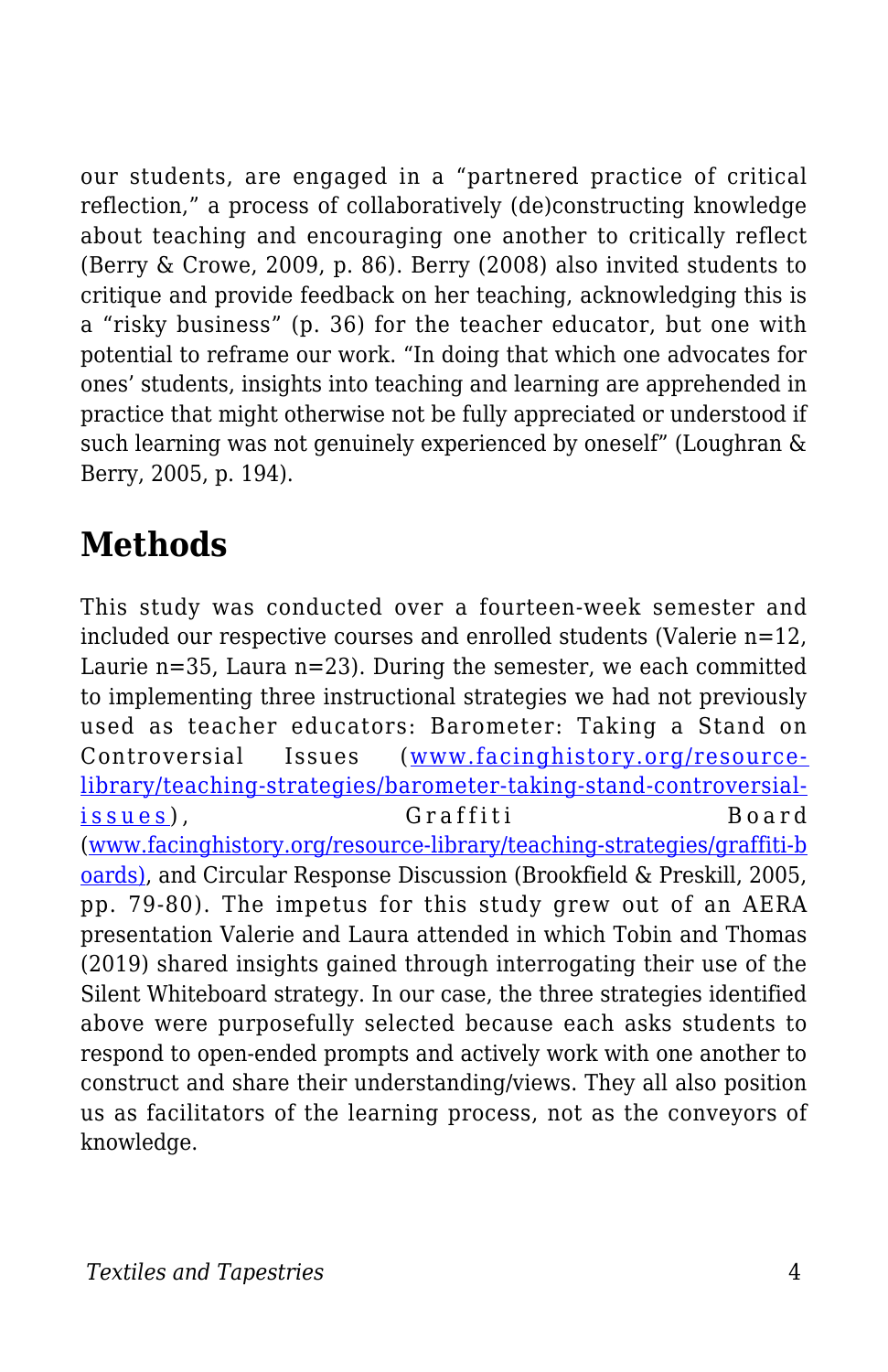our students, are engaged in a "partnered practice of critical reflection," a process of collaboratively (de)constructing knowledge about teaching and encouraging one another to critically reflect (Berry & Crowe, 2009, p. 86). Berry (2008) also invited students to critique and provide feedback on her teaching, acknowledging this is a "risky business" (p. 36) for the teacher educator, but one with potential to reframe our work. "In doing that which one advocates for ones' students, insights into teaching and learning are apprehended in practice that might otherwise not be fully appreciated or understood if such learning was not genuinely experienced by oneself" (Loughran & Berry, 2005, p. 194).

## Methods

This study was conducted over a fourteen-week semester and included our respective courses and enrolled students (Valerie n=12, Laurie n=35, Laura n=23). During the semester, we each committed to implementing three instructional strategies we had not previously used as teacher educators: Barometer: Taking a Stand on Controversial Issues ([www.facinghistory.org/resource-library/teaching-strategies/barometer-taking-stand-controversial-issues](www.facinghistory.org/resource-library/teaching-strategies/barometer-taking-stand-controversial-issues)), Graffiti Board ([www.facinghistory.org/resource-library/teaching-strategies/graffiti-boards](www.facinghistory.org/resource-library/teaching-strategies/graffiti-boards)), and Circular Response Discussion (Brookfield & Preskill, 2005, pp. 79-80). The impetus for this study grew out of an AERA presentation Valerie and Laura attended in which Tobin and Thomas (2019) shared insights gained through interrogating their use of the Silent Whiteboard strategy. In our case, the three strategies identified above were purposefully selected because each asks students to respond to open-ended prompts and actively work with one another to construct and share their understanding/views. They all also position us as facilitators of the learning process, not as the conveyors of knowledge.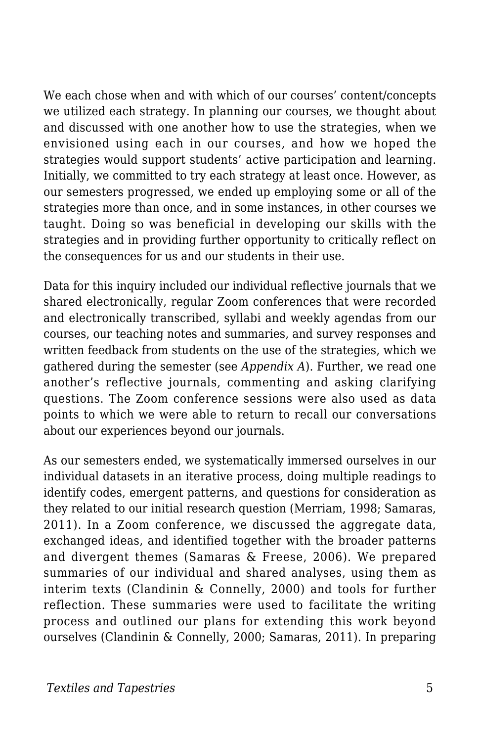We each chose when and with which of our courses' content/concepts we utilized each strategy. In planning our courses, we thought about and discussed with one another how to use the strategies, when we envisioned using each in our courses, and how we hoped the strategies would support students' active participation and learning. Initially, we committed to try each strategy at least once. However, as our semesters progressed, we ended up employing some or all of the strategies more than once, and in some instances, in other courses we taught. Doing so was beneficial in developing our skills with the strategies and in providing further opportunity to critically reflect on the consequences for us and our students in their use.

Data for this inquiry included our individual reflective journals that we shared electronically, regular Zoom conferences that were recorded and electronically transcribed, syllabi and weekly agendas from our courses, our teaching notes and summaries, and survey responses and written feedback from students on the use of the strategies, which we gathered during the semester (see *Appendix A*). Further, we read one another's reflective journals, commenting and asking clarifying questions. The Zoom conference sessions were also used as data points to which we were able to return to recall our conversations about our experiences beyond our journals.

As our semesters ended, we systematically immersed ourselves in our individual datasets in an iterative process, doing multiple readings to identify codes, emergent patterns, and questions for consideration as they related to our initial research question (Merriam, 1998; Samaras, 2011). In a Zoom conference, we discussed the aggregate data, exchanged ideas, and identified together with the broader patterns and divergent themes (Samaras & Freese, 2006). We prepared summaries of our individual and shared analyses, using them as interim texts (Clandinin & Connelly, 2000) and tools for further reflection. These summaries were used to facilitate the writing process and outlined our plans for extending this work beyond ourselves (Clandinin & Connelly, 2000; Samaras, 2011). In preparing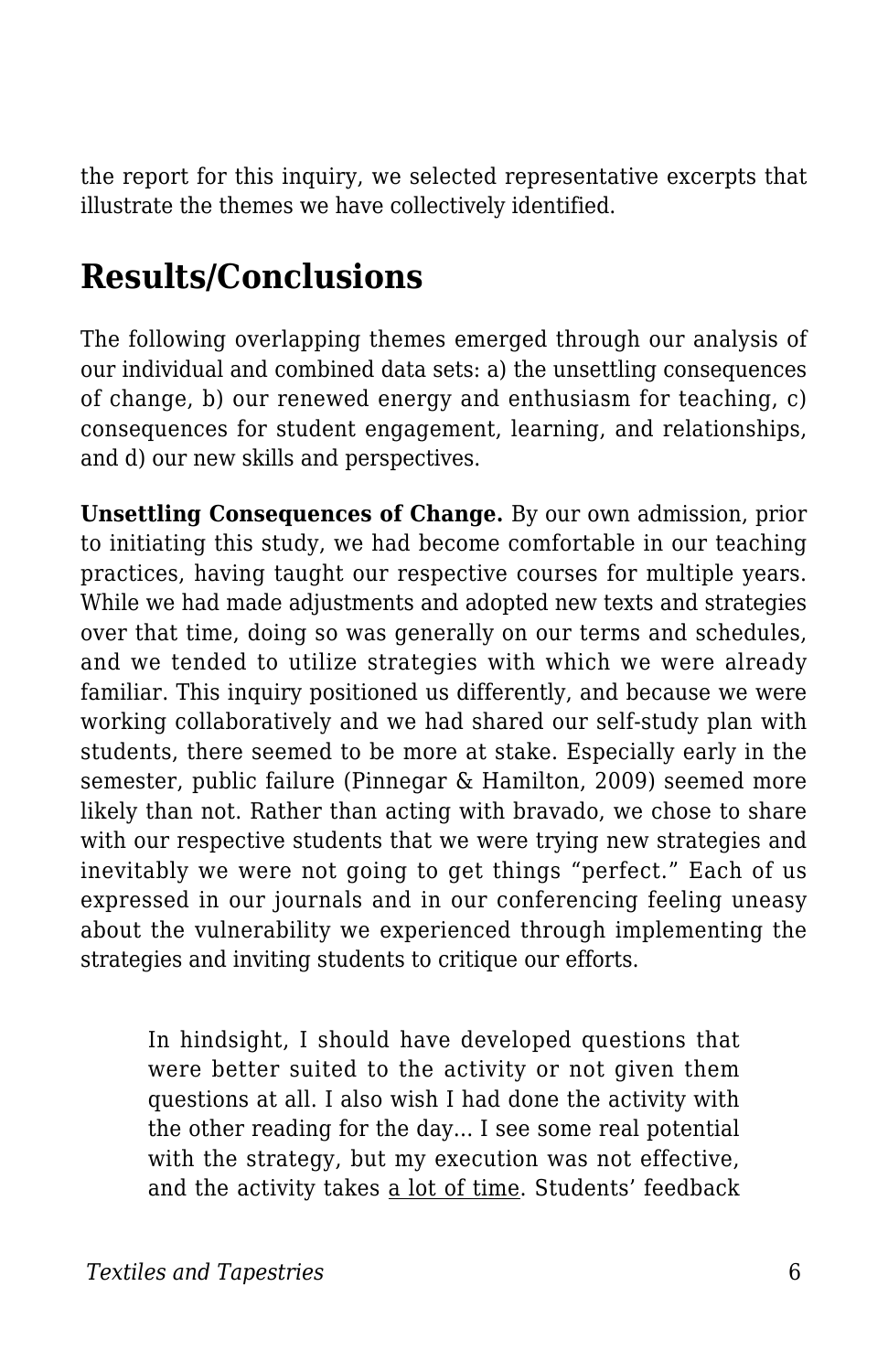the report for this inquiry, we selected representative excerpts that illustrate the themes we have collectively identified.

## Results/Conclusions

The following overlapping themes emerged through our analysis of our individual and combined data sets: a) the unsettling consequences of change, b) our renewed energy and enthusiasm for teaching, c) consequences for student engagement, learning, and relationships, and d) our new skills and perspectives.

**Unsettling Consequences of Change.** By our own admission, prior to initiating this study, we had become comfortable in our teaching practices, having taught our respective courses for multiple years. While we had made adjustments and adopted new texts and strategies over that time, doing so was generally on our terms and schedules, and we tended to utilize strategies with which we were already familiar. This inquiry positioned us differently, and because we were working collaboratively and we had shared our self-study plan with students, there seemed to be more at stake. Especially early in the semester, public failure (Pinnegar & Hamilton, 2009) seemed more likely than not. Rather than acting with bravado, we chose to share with our respective students that we were trying new strategies and inevitably we were not going to get things "perfect." Each of us expressed in our journals and in our conferencing feeling uneasy about the vulnerability we experienced through implementing the strategies and inviting students to critique our efforts.

> In hindsight, I should have developed questions that were better suited to the activity or not given them questions at all. I also wish I had done the activity with the other reading for the day… I see some real potential with the strategy, but my execution was not effective, and the activity takes <u>a lot of time</u>. Students' feedback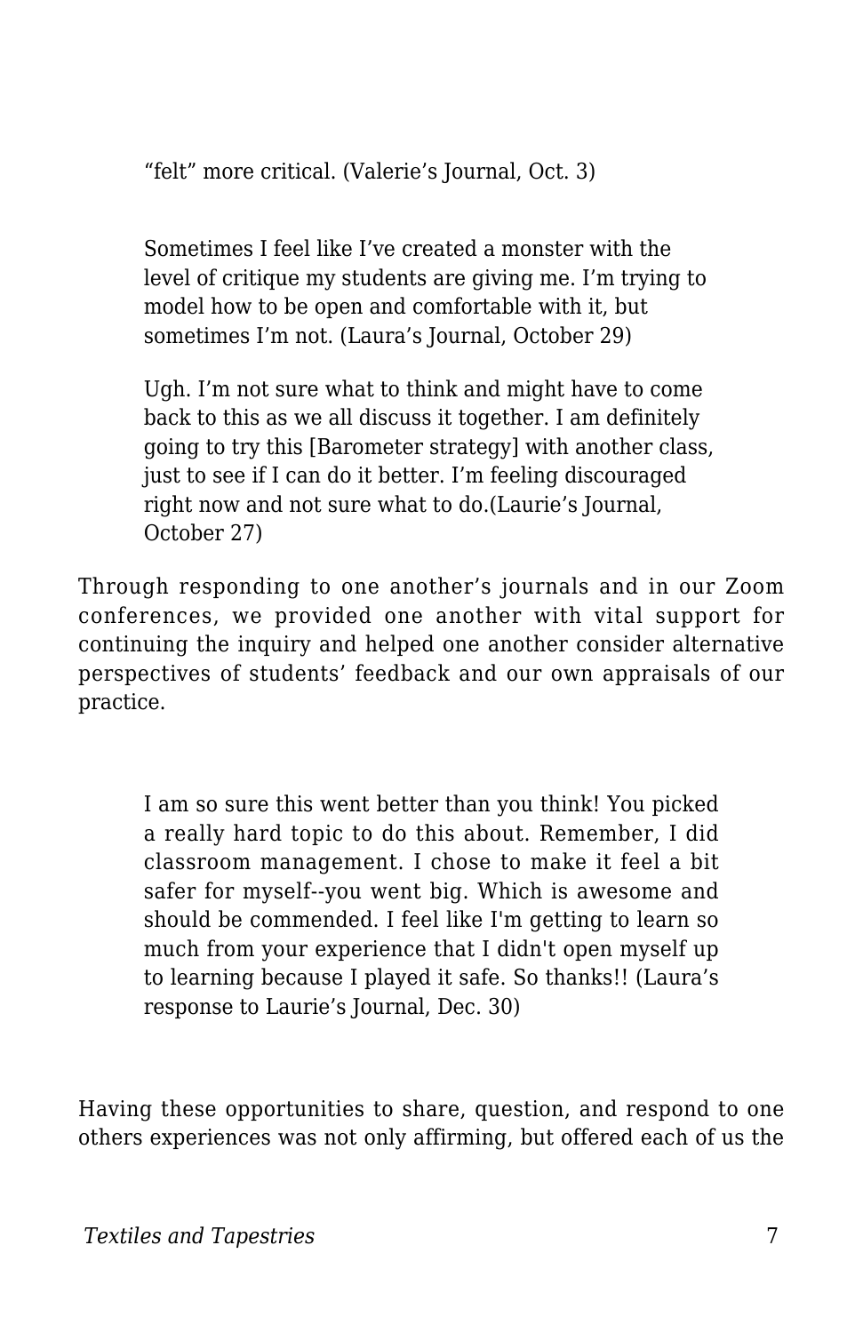> “felt” more critical. (Valerie’s Journal, Oct. 3)

> Sometimes I feel like I’ve created a monster with the level of critique my students are giving me. I’m trying to model how to be open and comfortable with it, but sometimes I’m not. (Laura’s Journal, October 29)

> Ugh. I’m not sure what to think and might have to come back to this as we all discuss it together. I am definitely going to try this [Barometer strategy] with another class, just to see if I can do it better. I’m feeling discouraged right now and not sure what to do.(Laurie’s Journal, October 27)

Through responding to one another’s journals and in our Zoom conferences, we provided one another with vital support for continuing the inquiry and helped one another consider alternative perspectives of students’ feedback and our own appraisals of our practice.

> I am so sure this went better than you think! You picked a really hard topic to do this about. Remember, I did classroom management. I chose to make it feel a bit safer for myself--you went big. Which is awesome and should be commended. I feel like I'm getting to learn so much from your experience that I didn't open myself up to learning because I played it safe. So thanks!! (Laura’s response to Laurie’s Journal, Dec. 30)

Having these opportunities to share, question, and respond to one others experiences was not only affirming, but offered each of us the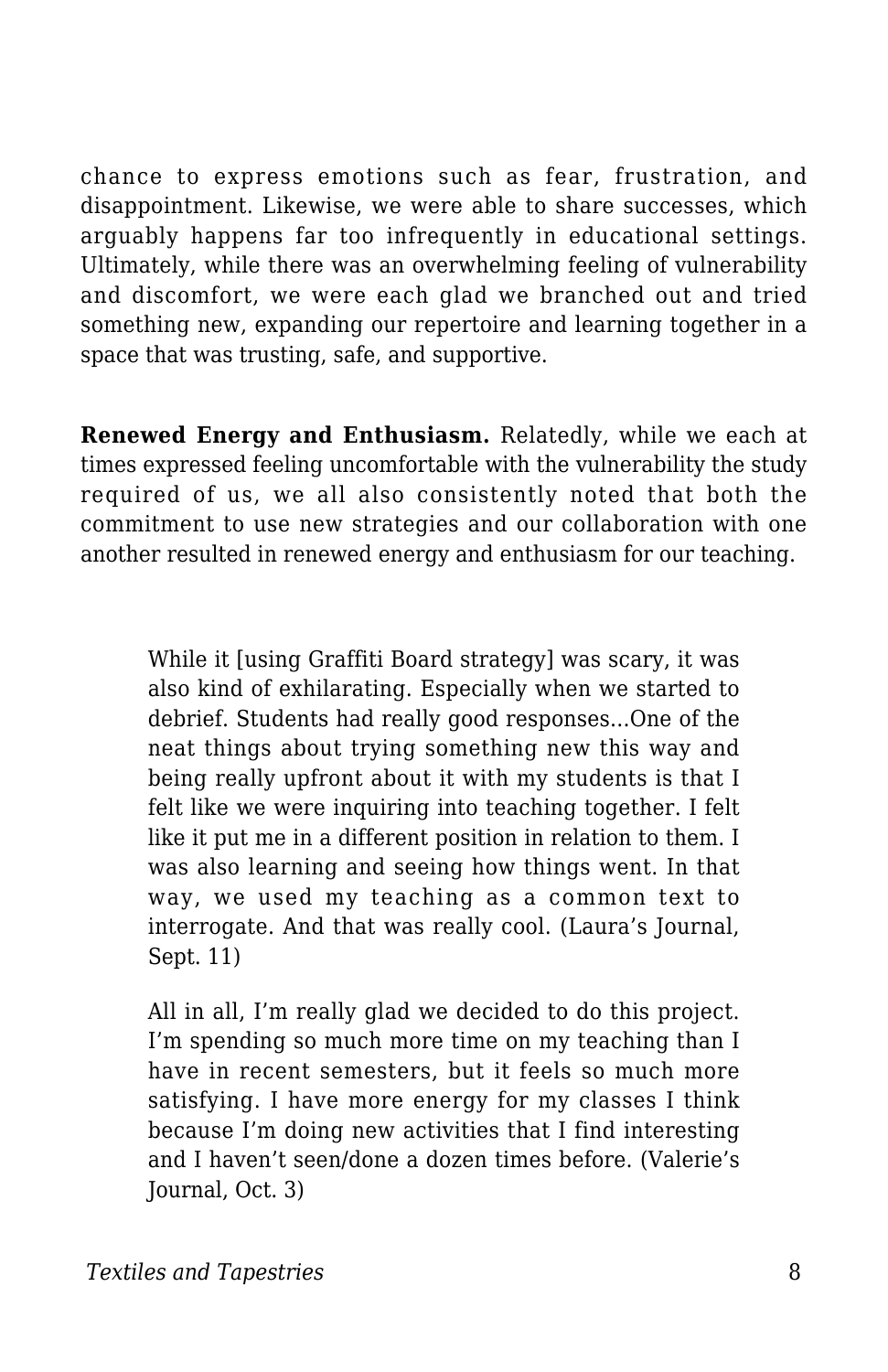chance to express emotions such as fear, frustration, and disappointment. Likewise, we were able to share successes, which arguably happens far too infrequently in educational settings. Ultimately, while there was an overwhelming feeling of vulnerability and discomfort, we were each glad we branched out and tried something new, expanding our repertoire and learning together in a space that was trusting, safe, and supportive.

**Renewed Energy and Enthusiasm.** Relatedly, while we each at times expressed feeling uncomfortable with the vulnerability the study required of us, we all also consistently noted that both the commitment to use new strategies and our collaboration with one another resulted in renewed energy and enthusiasm for our teaching.

> While it [using Graffiti Board strategy] was scary, it was also kind of exhilarating. Especially when we started to debrief. Students had really good responses…One of the neat things about trying something new this way and being really upfront about it with my students is that I felt like we were inquiring into teaching together. I felt like it put me in a different position in relation to them. I was also learning and seeing how things went. In that way, we used my teaching as a common text to interrogate. And that was really cool. (Laura's Journal, Sept. 11)
>
> All in all, I'm really glad we decided to do this project. I'm spending so much more time on my teaching than I have in recent semesters, but it feels so much more satisfying. I have more energy for my classes I think because I'm doing new activities that I find interesting and I haven't seen/done a dozen times before. (Valerie's Journal, Oct. 3)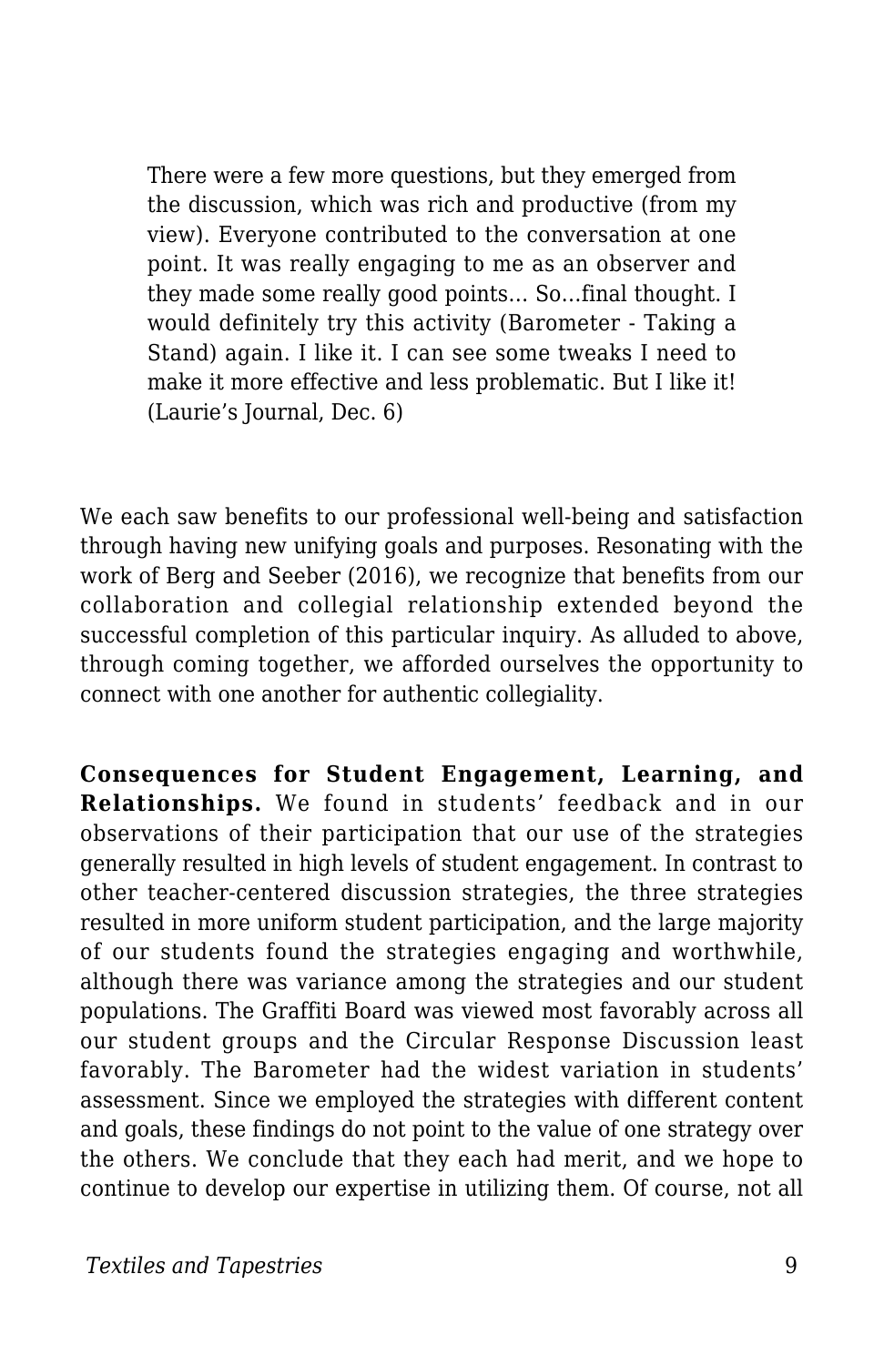> There were a few more questions, but they emerged from the discussion, which was rich and productive (from my view). Everyone contributed to the conversation at one point. It was really engaging to me as an observer and they made some really good points… So…final thought. I would definitely try this activity (Barometer - Taking a Stand) again. I like it. I can see some tweaks I need to make it more effective and less problematic. But I like it! (Laurie's Journal, Dec. 6)

We each saw benefits to our professional well-being and satisfaction through having new unifying goals and purposes. Resonating with the work of Berg and Seeber (2016), we recognize that benefits from our collaboration and collegial relationship extended beyond the successful completion of this particular inquiry. As alluded to above, through coming together, we afforded ourselves the opportunity to connect with one another for authentic collegiality.

**Consequences for Student Engagement, Learning, and Relationships.** We found in students' feedback and in our observations of their participation that our use of the strategies generally resulted in high levels of student engagement. In contrast to other teacher-centered discussion strategies, the three strategies resulted in more uniform student participation, and the large majority of our students found the strategies engaging and worthwhile, although there was variance among the strategies and our student populations. The Graffiti Board was viewed most favorably across all our student groups and the Circular Response Discussion least favorably. The Barometer had the widest variation in students' assessment. Since we employed the strategies with different content and goals, these findings do not point to the value of one strategy over the others. We conclude that they each had merit, and we hope to continue to develop our expertise in utilizing them. Of course, not all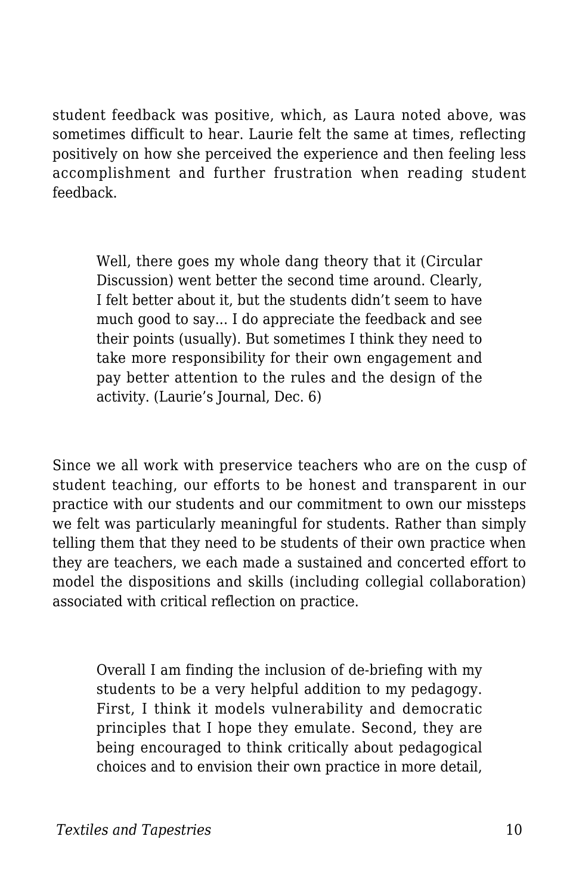student feedback was positive, which, as Laura noted above, was sometimes difficult to hear. Laurie felt the same at times, reflecting positively on how she perceived the experience and then feeling less accomplishment and further frustration when reading student feedback.

> Well, there goes my whole dang theory that it (Circular Discussion) went better the second time around. Clearly, I felt better about it, but the students didn't seem to have much good to say... I do appreciate the feedback and see their points (usually). But sometimes I think they need to take more responsibility for their own engagement and pay better attention to the rules and the design of the activity. (Laurie's Journal, Dec. 6)

Since we all work with preservice teachers who are on the cusp of student teaching, our efforts to be honest and transparent in our practice with our students and our commitment to own our missteps we felt was particularly meaningful for students. Rather than simply telling them that they need to be students of their own practice when they are teachers, we each made a sustained and concerted effort to model the dispositions and skills (including collegial collaboration) associated with critical reflection on practice.

> Overall I am finding the inclusion of de-briefing with my students to be a very helpful addition to my pedagogy. First, I think it models vulnerability and democratic principles that I hope they emulate. Second, they are being encouraged to think critically about pedagogical choices and to envision their own practice in more detail,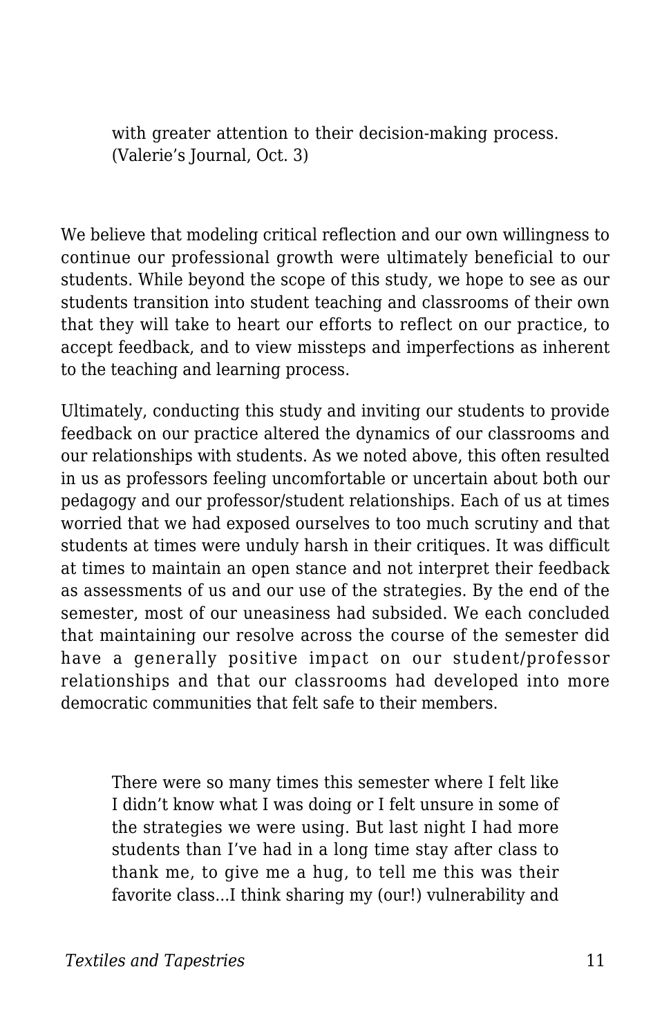> with greater attention to their decision-making process. (Valerie's Journal, Oct. 3)

We believe that modeling critical reflection and our own willingness to continue our professional growth were ultimately beneficial to our students. While beyond the scope of this study, we hope to see as our students transition into student teaching and classrooms of their own that they will take to heart our efforts to reflect on our practice, to accept feedback, and to view missteps and imperfections as inherent to the teaching and learning process.

Ultimately, conducting this study and inviting our students to provide feedback on our practice altered the dynamics of our classrooms and our relationships with students. As we noted above, this often resulted in us as professors feeling uncomfortable or uncertain about both our pedagogy and our professor/student relationships. Each of us at times worried that we had exposed ourselves to too much scrutiny and that students at times were unduly harsh in their critiques. It was difficult at times to maintain an open stance and not interpret their feedback as assessments of us and our use of the strategies. By the end of the semester, most of our uneasiness had subsided. We each concluded that maintaining our resolve across the course of the semester did have a generally positive impact on our student/professor relationships and that our classrooms had developed into more democratic communities that felt safe to their members.

> There were so many times this semester where I felt like I didn't know what I was doing or I felt unsure in some of the strategies we were using. But last night I had more students than I've had in a long time stay after class to thank me, to give me a hug, to tell me this was their favorite class...I think sharing my (our!) vulnerability and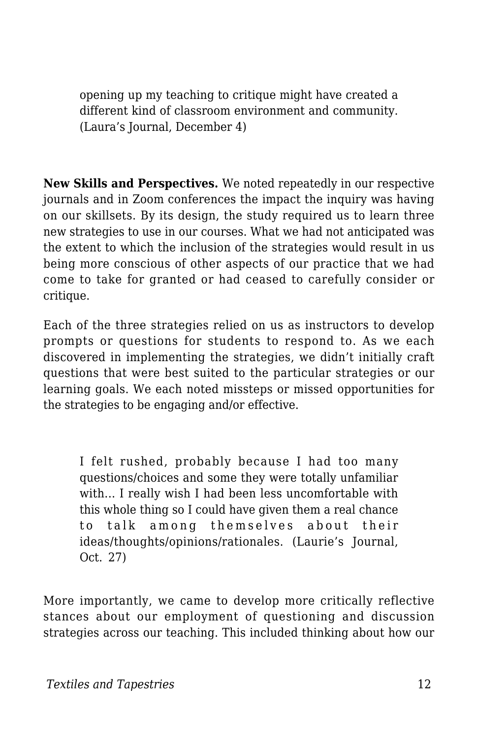> opening up my teaching to critique might have created a different kind of classroom environment and community. (Laura's Journal, December 4)

**New Skills and Perspectives.** We noted repeatedly in our respective journals and in Zoom conferences the impact the inquiry was having on our skillsets. By its design, the study required us to learn three new strategies to use in our courses. What we had not anticipated was the extent to which the inclusion of the strategies would result in us being more conscious of other aspects of our practice that we had come to take for granted or had ceased to carefully consider or critique.

Each of the three strategies relied on us as instructors to develop prompts or questions for students to respond to. As we each discovered in implementing the strategies, we didn't initially craft questions that were best suited to the particular strategies or our learning goals. We each noted missteps or missed opportunities for the strategies to be engaging and/or effective.

> I felt rushed, probably because I had too many questions/choices and some they were totally unfamiliar with… I really wish I had been less uncomfortable with this whole thing so I could have given them a real chance to talk among themselves about their ideas/thoughts/opinions/rationales. (Laurie's Journal, Oct. 27)

More importantly, we came to develop more critically reflective stances about our employment of questioning and discussion strategies across our teaching. This included thinking about how our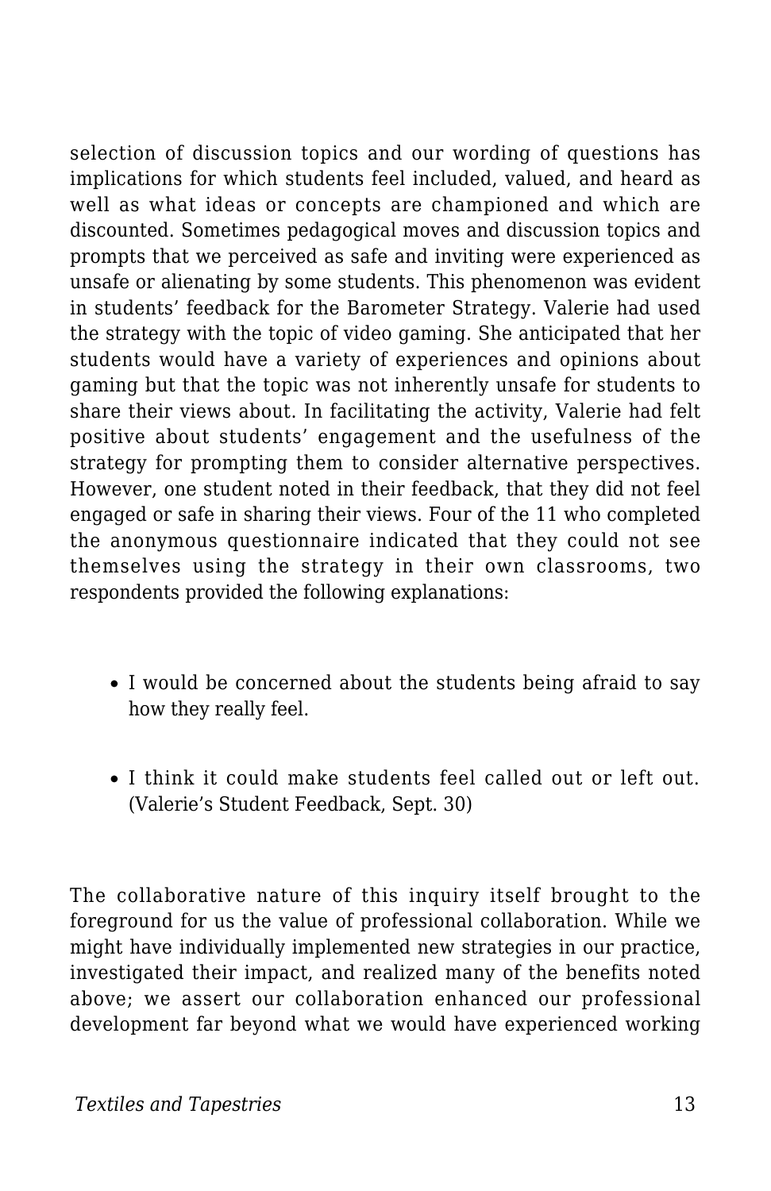selection of discussion topics and our wording of questions has implications for which students feel included, valued, and heard as well as what ideas or concepts are championed and which are discounted. Sometimes pedagogical moves and discussion topics and prompts that we perceived as safe and inviting were experienced as unsafe or alienating by some students. This phenomenon was evident in students' feedback for the Barometer Strategy. Valerie had used the strategy with the topic of video gaming. She anticipated that her students would have a variety of experiences and opinions about gaming but that the topic was not inherently unsafe for students to share their views about. In facilitating the activity, Valerie had felt positive about students' engagement and the usefulness of the strategy for prompting them to consider alternative perspectives. However, one student noted in their feedback, that they did not feel engaged or safe in sharing their views. Four of the 11 who completed the anonymous questionnaire indicated that they could not see themselves using the strategy in their own classrooms, two respondents provided the following explanations:

- I would be concerned about the students being afraid to say how they really feel.
- I think it could make students feel called out or left out. (Valerie's Student Feedback, Sept. 30)

The collaborative nature of this inquiry itself brought to the foreground for us the value of professional collaboration. While we might have individually implemented new strategies in our practice, investigated their impact, and realized many of the benefits noted above; we assert our collaboration enhanced our professional development far beyond what we would have experienced working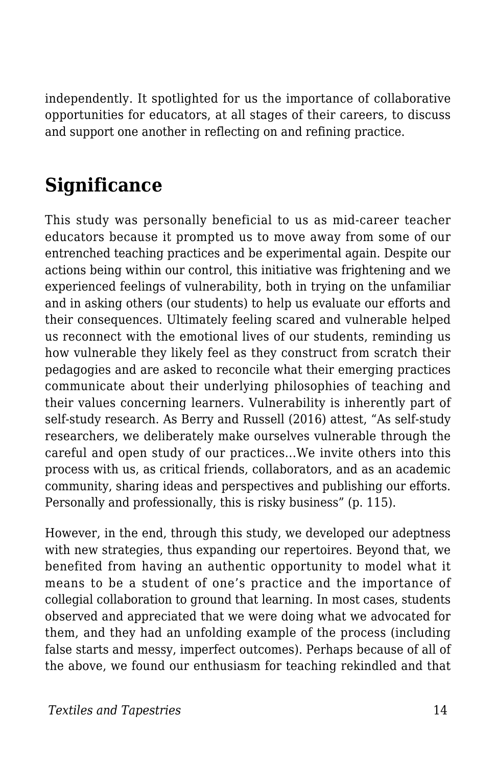independently. It spotlighted for us the importance of collaborative opportunities for educators, at all stages of their careers, to discuss and support one another in reflecting on and refining practice.

## Significance

This study was personally beneficial to us as mid-career teacher educators because it prompted us to move away from some of our entrenched teaching practices and be experimental again. Despite our actions being within our control, this initiative was frightening and we experienced feelings of vulnerability, both in trying on the unfamiliar and in asking others (our students) to help us evaluate our efforts and their consequences. Ultimately feeling scared and vulnerable helped us reconnect with the emotional lives of our students, reminding us how vulnerable they likely feel as they construct from scratch their pedagogies and are asked to reconcile what their emerging practices communicate about their underlying philosophies of teaching and their values concerning learners. Vulnerability is inherently part of self-study research. As Berry and Russell (2016) attest, "As self-study researchers, we deliberately make ourselves vulnerable through the careful and open study of our practices…We invite others into this process with us, as critical friends, collaborators, and as an academic community, sharing ideas and perspectives and publishing our efforts. Personally and professionally, this is risky business" (p. 115).

However, in the end, through this study, we developed our adeptness with new strategies, thus expanding our repertoires. Beyond that, we benefited from having an authentic opportunity to model what it means to be a student of one's practice and the importance of collegial collaboration to ground that learning. In most cases, students observed and appreciated that we were doing what we advocated for them, and they had an unfolding example of the process (including false starts and messy, imperfect outcomes). Perhaps because of all of the above, we found our enthusiasm for teaching rekindled and that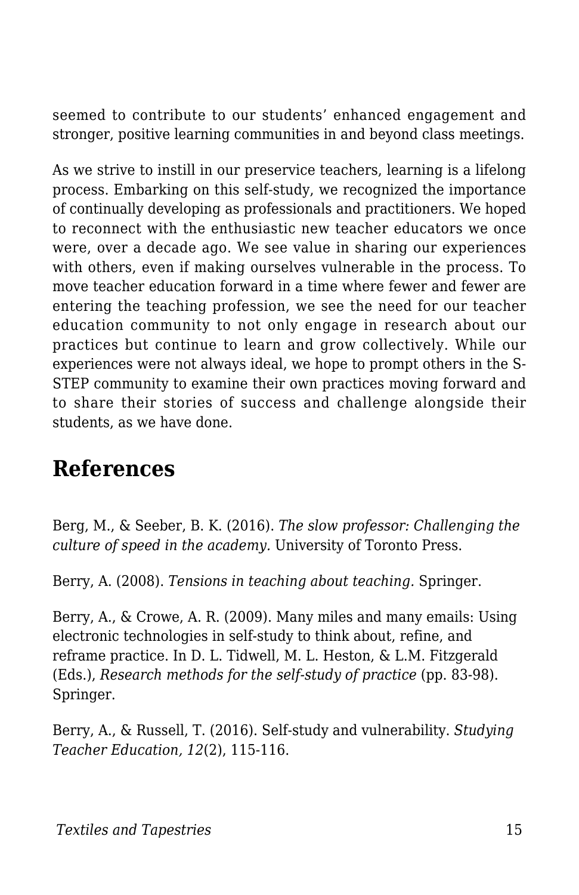seemed to contribute to our students' enhanced engagement and stronger, positive learning communities in and beyond class meetings.

As we strive to instill in our preservice teachers, learning is a lifelong process. Embarking on this self-study, we recognized the importance of continually developing as professionals and practitioners. We hoped to reconnect with the enthusiastic new teacher educators we once were, over a decade ago. We see value in sharing our experiences with others, even if making ourselves vulnerable in the process. To move teacher education forward in a time where fewer and fewer are entering the teaching profession, we see the need for our teacher education community to not only engage in research about our practices but continue to learn and grow collectively. While our experiences were not always ideal, we hope to prompt others in the S-STEP community to examine their own practices moving forward and to share their stories of success and challenge alongside their students, as we have done.

## References

Berg, M., & Seeber, B. K. (2016). *The slow professor: Challenging the culture of speed in the academy.* University of Toronto Press.

Berry, A. (2008). *Tensions in teaching about teaching.* Springer.

Berry, A., & Crowe, A. R. (2009). Many miles and many emails: Using electronic technologies in self-study to think about, refine, and reframe practice. In D. L. Tidwell, M. L. Heston, & L.M. Fitzgerald (Eds.), *Research methods for the self-study of practice* (pp. 83-98). Springer.

Berry, A., & Russell, T. (2016). Self-study and vulnerability. *Studying Teacher Education, 12*(2), 115-116.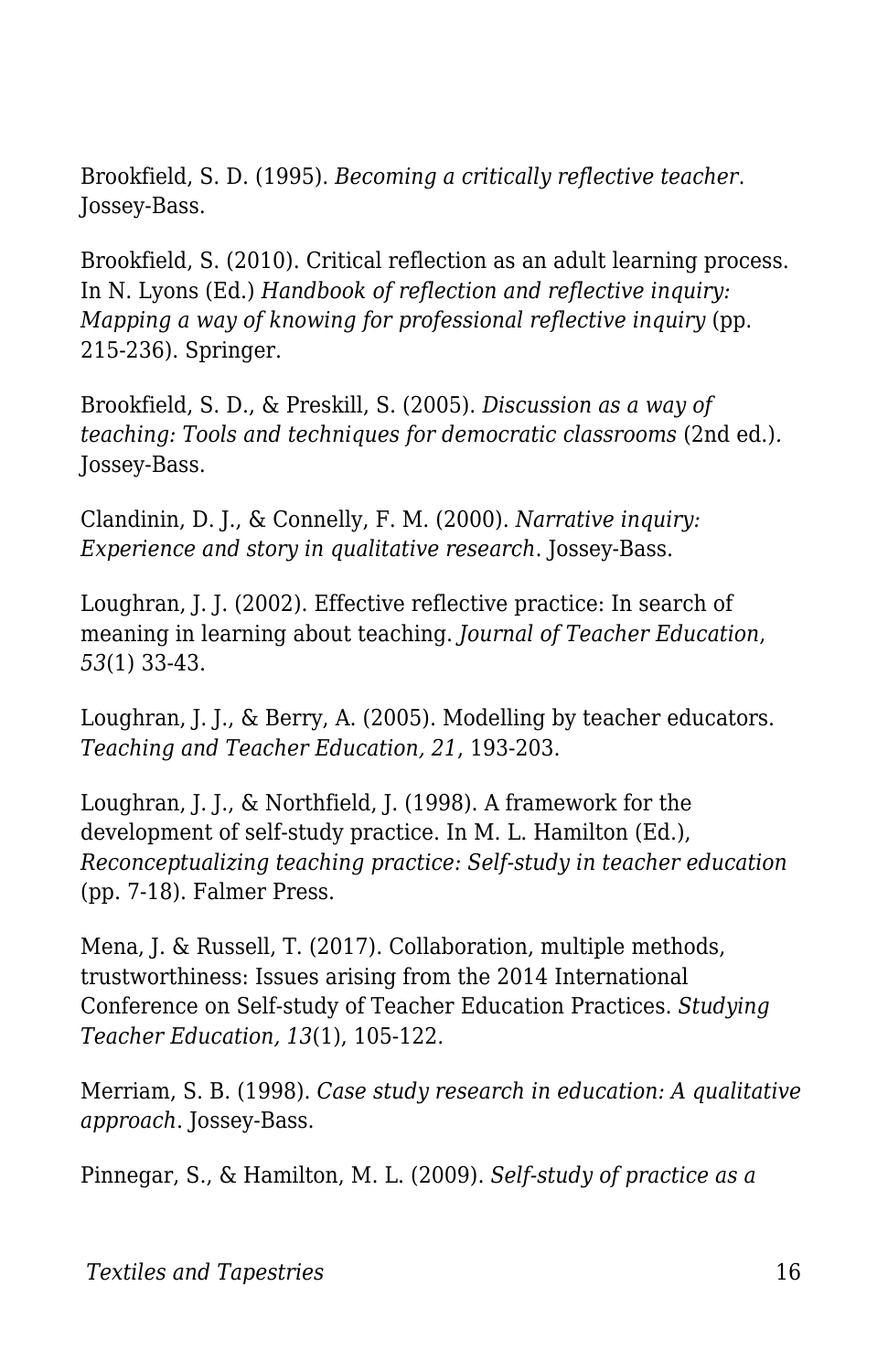Brookfield, S. D. (1995). *Becoming a critically reflective teacher*. Jossey-Bass.

Brookfield, S. (2010). Critical reflection as an adult learning process. In N. Lyons (Ed.) *Handbook of reflection and reflective inquiry: Mapping a way of knowing for professional reflective inquiry* (pp. 215-236). Springer.

Brookfield, S. D., & Preskill, S. (2005). *Discussion as a way of teaching: Tools and techniques for democratic classrooms* (2nd ed.). Jossey-Bass.

Clandinin, D. J., & Connelly, F. M. (2000). *Narrative inquiry: Experience and story in qualitative research*. Jossey-Bass.

Loughran, J. J. (2002). Effective reflective practice: In search of meaning in learning about teaching. *Journal of Teacher Education*, *53*(1) 33-43.

Loughran, J. J., & Berry, A. (2005). Modelling by teacher educators. *Teaching and Teacher Education, 21*, 193-203.

Loughran, J. J., & Northfield, J. (1998). A framework for the development of self-study practice. In M. L. Hamilton (Ed.), *Reconceptualizing teaching practice: Self-study in teacher education* (pp. 7-18). Falmer Press.

Mena, J. & Russell, T. (2017). Collaboration, multiple methods, trustworthiness: Issues arising from the 2014 International Conference on Self-study of Teacher Education Practices. *Studying Teacher Education, 13*(1), 105-122.

Merriam, S. B. (1998). *Case study research in education: A qualitative approach*. Jossey-Bass.

Pinnegar, S., & Hamilton, M. L. (2009). *Self-study of practice as a*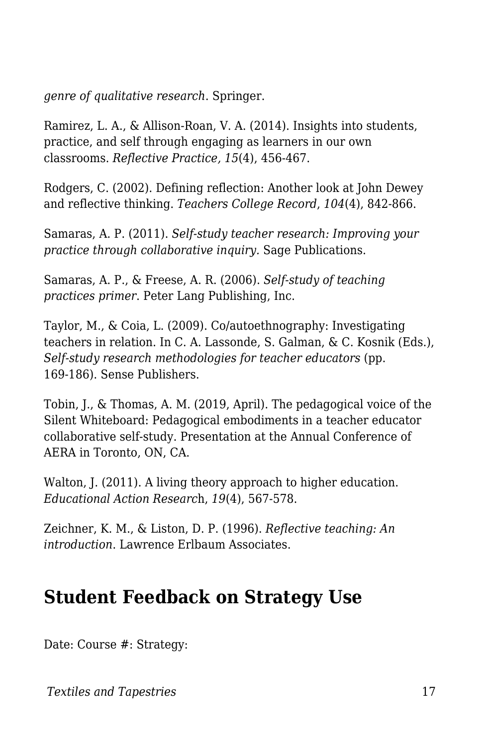*genre of qualitative research*. Springer.

Ramirez, L. A., & Allison-Roan, V. A. (2014). Insights into students, practice, and self through engaging as learners in our own classrooms. *Reflective Practice, 15*(4), 456-467.

Rodgers, C. (2002). Defining reflection: Another look at John Dewey and reflective thinking. *Teachers College Record*, *104*(4), 842-866.

Samaras, A. P. (2011). *Self-study teacher research: Improving your practice through collaborative inquiry.* Sage Publications.

Samaras, A. P., & Freese, A. R. (2006). *Self-study of teaching practices primer*. Peter Lang Publishing, Inc.

Taylor, M., & Coia, L. (2009). Co/autoethnography: Investigating teachers in relation. In C. A. Lassonde, S. Galman, & C. Kosnik (Eds.), *Self-study research methodologies for teacher educators* (pp. 169-186). Sense Publishers.

Tobin, J., & Thomas, A. M. (2019, April). The pedagogical voice of the Silent Whiteboard: Pedagogical embodiments in a teacher educator collaborative self-study. Presentation at the Annual Conference of AERA in Toronto, ON, CA.

Walton, J. (2011). A living theory approach to higher education. *Educational Action Research*, *19*(4), 567-578.

Zeichner, K. M., & Liston, D. P. (1996). *Reflective teaching: An introduction*. Lawrence Erlbaum Associates.

## Student Feedback on Strategy Use

Date: Course #: Strategy: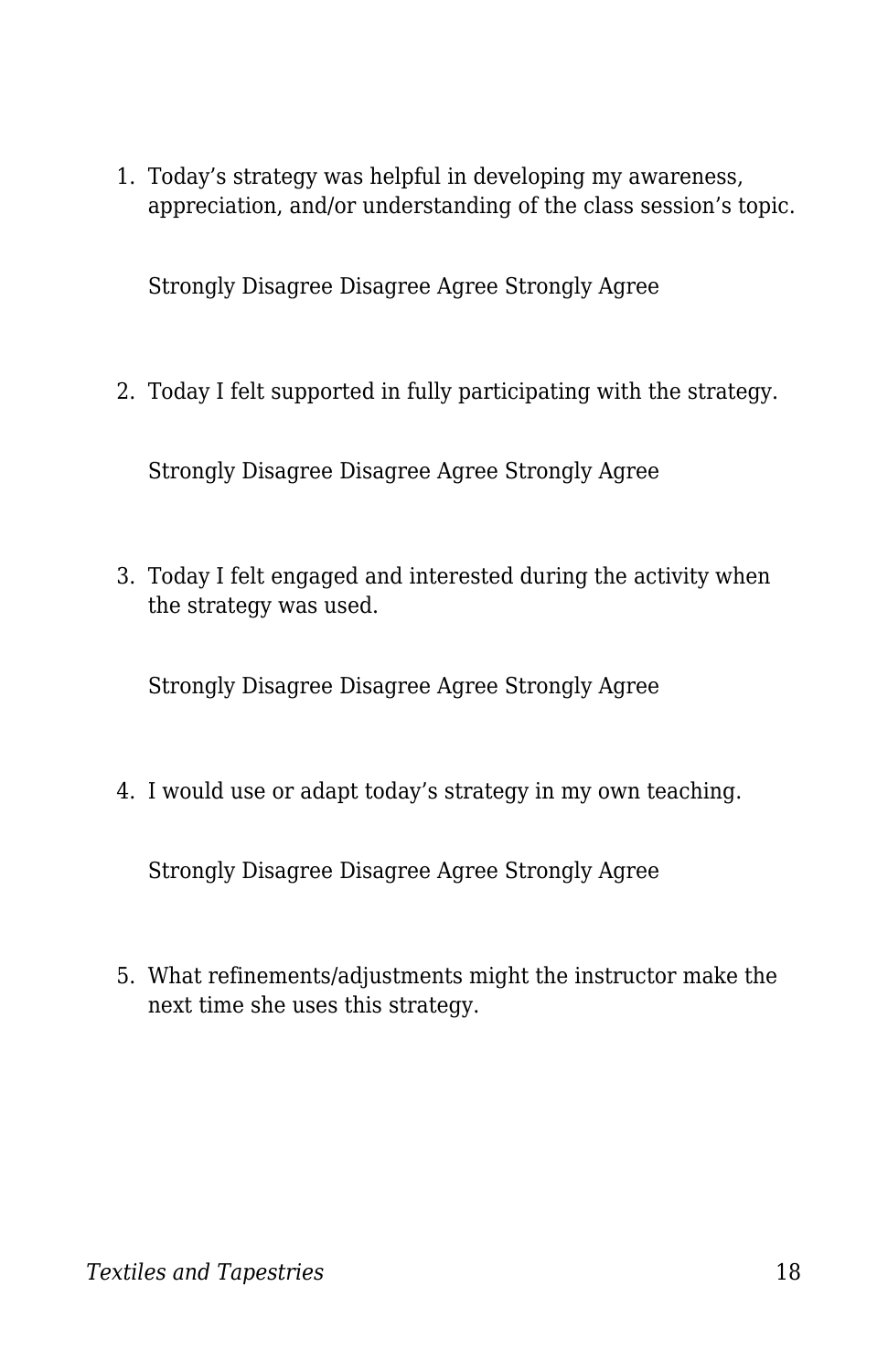1. Today's strategy was helpful in developing my awareness, appreciation, and/or understanding of the class session's topic.

   Strongly Disagree Disagree Agree Strongly Agree

2. Today I felt supported in fully participating with the strategy.

   Strongly Disagree Disagree Agree Strongly Agree

3. Today I felt engaged and interested during the activity when the strategy was used.

   Strongly Disagree Disagree Agree Strongly Agree

4. I would use or adapt today's strategy in my own teaching.

   Strongly Disagree Disagree Agree Strongly Agree

5. What refinements/adjustments might the instructor make the next time she uses this strategy.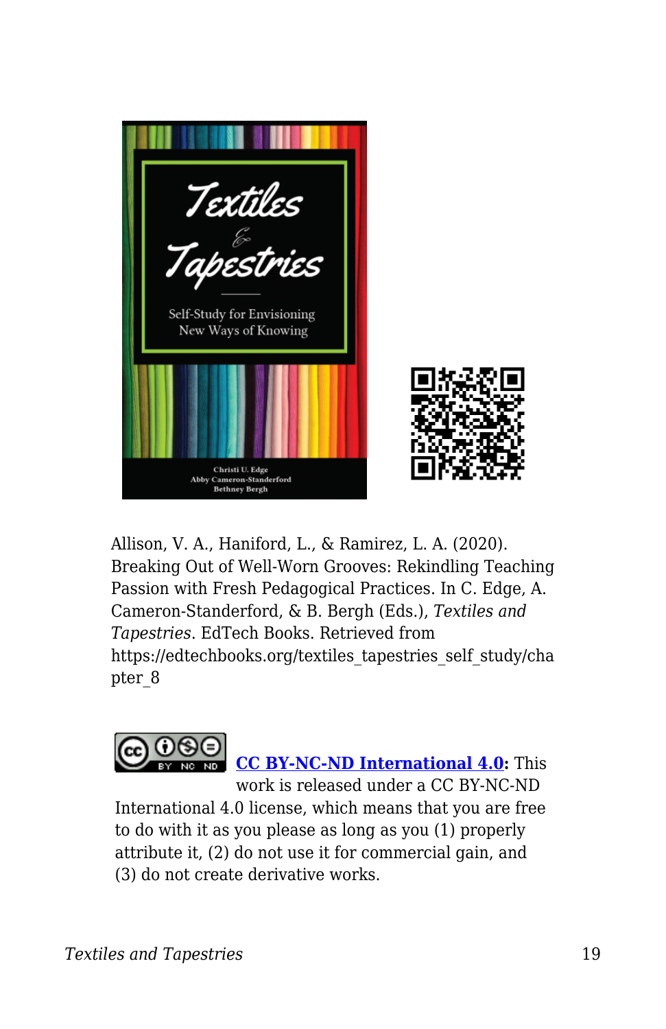Allison, V. A., Haniford, L., & Ramirez, L. A. (2020). Breaking Out of Well-Worn Grooves: Rekindling Teaching Passion with Fresh Pedagogical Practices. In C. Edge, A. Cameron-Standerford, & B. Bergh (Eds.), *Textiles and Tapestries*. EdTech Books. Retrieved from https://edtechbooks.org/textiles_tapestries_self_study/chapter_8

**CC BY-NC-ND International 4.0:** This work is released under a CC BY-NC-ND International 4.0 license, which means that you are free to do with it as you please as long as you (1) properly attribute it, (2) do not use it for commercial gain, and (3) do not create derivative works.